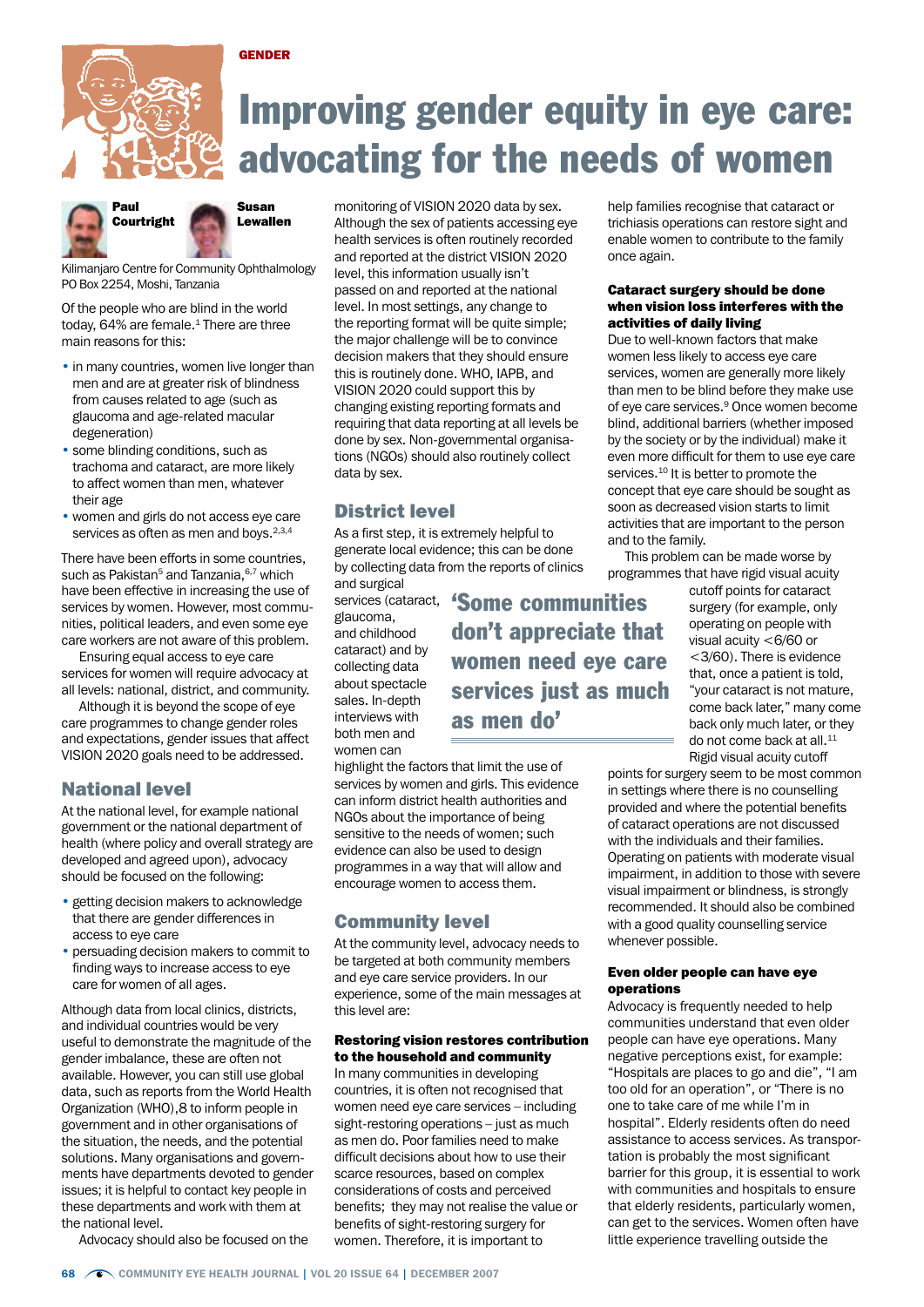GENDER

# Improving gender equity in eye care: advocating for the needs of women

**Paul Courtright** **Susan Lewallen**

Kilimanjaro Centre for Community Ophthalmology PO Box 2254, Moshi, Tanzania

Of the people who are blind in the world today, 64% are female.[1] There are three main reasons for this:

- in many countries, women live longer than men and are at greater risk of blindness from causes related to age (such as glaucoma and age-related macular degeneration)
- some blinding conditions, such as trachoma and cataract, are more likely to affect women than men, whatever their age
- women and girls do not access eye care services as often as men and boys.[2,3,4]

There have been efforts in some countries, such as Pakistan[5] and Tanzania,[6,7] which have been effective in increasing the use of services by women. However, most communities, political leaders, and even some eye care workers are not aware of this problem.

Ensuring equal access to eye care services for women will require advocacy at all levels: national, district, and community.

Although it is beyond the scope of eye care programmes to change gender roles and expectations, gender issues that affect VISION 2020 goals need to be addressed.

## National level

At the national level, for example national government or the national department of health (where policy and overall strategy are developed and agreed upon), advocacy should be focused on the following:

- getting decision makers to acknowledge that there are gender differences in access to eye care
- persuading decision makers to commit to finding ways to increase access to eye care for women of all ages.

Although data from local clinics, districts, and individual countries would be very useful to demonstrate the magnitude of the gender imbalance, these are often not available. However, you can still use global data, such as reports from the World Health Organization (WHO),8 to inform people in government and in other organisations of the situation, the needs, and the potential solutions. Many organisations and governments have departments devoted to gender issues; it is helpful to contact key people in these departments and work with them at the national level.

Advocacy should also be focused on the monitoring of VISION 2020 data by sex. Although the sex of patients accessing eye health services is often routinely recorded and reported at the district VISION 2020 level, this information usually isn't passed on and reported at the national level. In most settings, any change to the reporting format will be quite simple; the major challenge will be to convince decision makers that they should ensure this is routinely done. WHO, IAPB, and VISION 2020 could support this by changing existing reporting formats and requiring that data reporting at all levels be done by sex. Non-governmental organisations (NGOs) should also routinely collect data by sex.

## District level

As a first step, it is extremely helpful to generate local evidence; this can be done by collecting data from the reports of clinics and surgical services (cataract, glaucoma, and childhood cataract) and by collecting data about spectacle sales. In-depth interviews with both men and women can highlight the factors that limit the use of services by women and girls. This evidence can inform district health authorities and NGOs about the importance of being sensitive to the needs of women; such evidence can also be used to design programmes in a way that will allow and encourage women to access them.

> **'Some communities don't appreciate that women need eye care services just as much as men do'**

## Community level

At the community level, advocacy needs to be targeted at both community members and eye care service providers. In our experience, some of the main messages at this level are:

### Restoring vision restores contribution to the household and community

In many communities in developing countries, it is often not recognised that women need eye care services – including sight-restoring operations – just as much as men do. Poor families need to make difficult decisions about how to use their scarce resources, based on complex considerations of costs and perceived benefits; they may not realise the value or benefits of sight-restoring surgery for women. Therefore, it is important to help families recognise that cataract or trichiasis operations can restore sight and enable women to contribute to the family once again.

### Cataract surgery should be done when vision loss interferes with the activities of daily living

Due to well-known factors that make women less likely to access eye care services, women are generally more likely than men to be blind before they make use of eye care services.[9] Once women become blind, additional barriers (whether imposed by the society or by the individual) make it even more difficult for them to use eye care services.[10] It is better to promote the concept that eye care should be sought as soon as decreased vision starts to limit activities that are important to the person and to the family.

This problem can be made worse by programmes that have rigid visual acuity cutoff points for cataract surgery (for example, only operating on people with visual acuity <6/60 or <3/60). There is evidence that, once a patient is told, "your cataract is not mature, come back later," many come back only much later, or they do not come back at all.[11] Rigid visual acuity cutoff points for surgery seem to be most common in settings where there is no counselling provided and where the potential benefits of cataract operations are not discussed with the individuals and their families. Operating on patients with moderate visual impairment, in addition to those with severe visual impairment or blindness, is strongly recommended. It should also be combined with a good quality counselling service whenever possible.

### Even older people can have eye operations

Advocacy is frequently needed to help communities understand that even older people can have eye operations. Many negative perceptions exist, for example: "Hospitals are places to go and die", "I am too old for an operation", or "There is no one to take care of me while I'm in hospital". Elderly residents often do need assistance to access services. As transportation is probably the most significant barrier for this group, it is essential to work with communities and hospitals to ensure that elderly residents, particularly women, can get to the services. Women often have little experience travelling outside the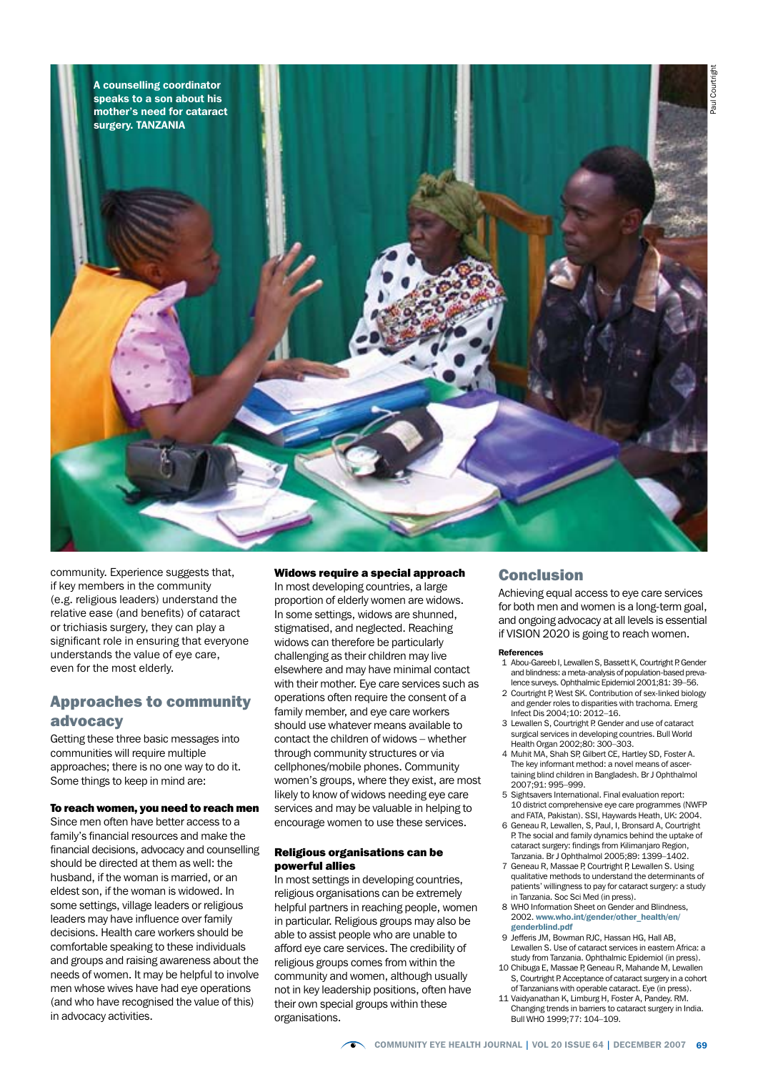A counselling coordinator speaks to a son about his mother's need for cataract surgery. TANZANIA

community. Experience suggests that, if key members in the community (e.g. religious leaders) understand the relative ease (and benefits) of cataract or trichiasis surgery, they can play a significant role in ensuring that everyone understands the value of eye care, even for the most elderly.

## Approaches to community advocacy

Getting these three basic messages into communities will require multiple approaches; there is no one way to do it. Some things to keep in mind are:

### To reach women, you need to reach men

Since men often have better access to a family's financial resources and make the financial decisions, advocacy and counselling should be directed at them as well: the husband, if the woman is married, or an eldest son, if the woman is widowed. In some settings, village leaders or religious leaders may have influence over family decisions. Health care workers should be comfortable speaking to these individuals and groups and raising awareness about the needs of women. It may be helpful to involve men whose wives have had eye operations (and who have recognised the value of this) in advocacy activities.

### Widows require a special approach

In most developing countries, a large proportion of elderly women are widows. In some settings, widows are shunned, stigmatised, and neglected. Reaching widows can therefore be particularly challenging as their children may live elsewhere and may have minimal contact with their mother. Eye care services such as operations often require the consent of a family member, and eye care workers should use whatever means available to contact the children of widows – whether through community structures or via cellphones/mobile phones. Community women's groups, where they exist, are most likely to know of widows needing eye care services and may be valuable in helping to encourage women to use these services.

### Religious organisations can be powerful allies

In most settings in developing countries, religious organisations can be extremely helpful partners in reaching people, women in particular. Religious groups may also be able to assist people who are unable to afford eye care services. The credibility of religious groups comes from within the community and women, although usually not in key leadership positions, often have their own special groups within these organisations.

## Conclusion

Achieving equal access to eye care services for both men and women is a long-term goal, and ongoing advocacy at all levels is essential if VISION 2020 is going to reach women.

#### References

1. Abou-Gareeb I, Lewallen S, Bassett K, Courtright P. Gender and blindness: a meta-analysis of population-based prevalence surveys. Ophthalmic Epidemiol 2001;81: 39–56.
2. Courtright P, West SK. Contribution of sex-linked biology and gender roles to disparities with trachoma. Emerg Infect Dis 2004;10: 2012–16.
3. Lewallen S, Courtright P. Gender and use of cataract surgical services in developing countries. Bull World Health Organ 2002;80: 300–303.
4. Muhit MA, Shah SP, Gilbert CE, Hartley SD, Foster A. The key informant method: a novel means of ascertaining blind children in Bangladesh. Br J Ophthalmol 2007;91: 995–999.
5. Sightsavers International. Final evaluation report: 10 district comprehensive eye care programmes (NWFP and FATA, Pakistan). SSI, Haywards Heath, UK: 2004.
6. Geneau R, Lewallen, S, Paul, I, Bronsard A, Courtright P. The social and family dynamics behind the uptake of cataract surgery: findings from Kilimanjaro Region, Tanzania. Br J Ophthalmol 2005;89: 1399–1402.
7. Geneau R, Massae P, Courtright P, Lewallen S. Using qualitative methods to understand the determinants of patients' willingness to pay for cataract surgery: a study in Tanzania. Soc Sci Med (in press).
8. WHO Information Sheet on Gender and Blindness, 2002. www.who.int/gender/other_health/en/genderblind.pdf
9. Jefferis JM, Bowman RJC, Hassan HG, Hall AB, Lewallen S. Use of cataract services in eastern Africa: a study from Tanzania. Ophthalmic Epidemiol (in press).
10. Chibuga E, Massae P, Geneau R, Mahande M, Lewallen S, Courtright P. Acceptance of cataract surgery in a cohort of Tanzanians with operable cataract. Eye (in press).
11. Vaidyanathan K, Limburg H, Foster A, Pandey. RM. Changing trends in barriers to cataract surgery in India. Bull WHO 1999;77: 104–109.